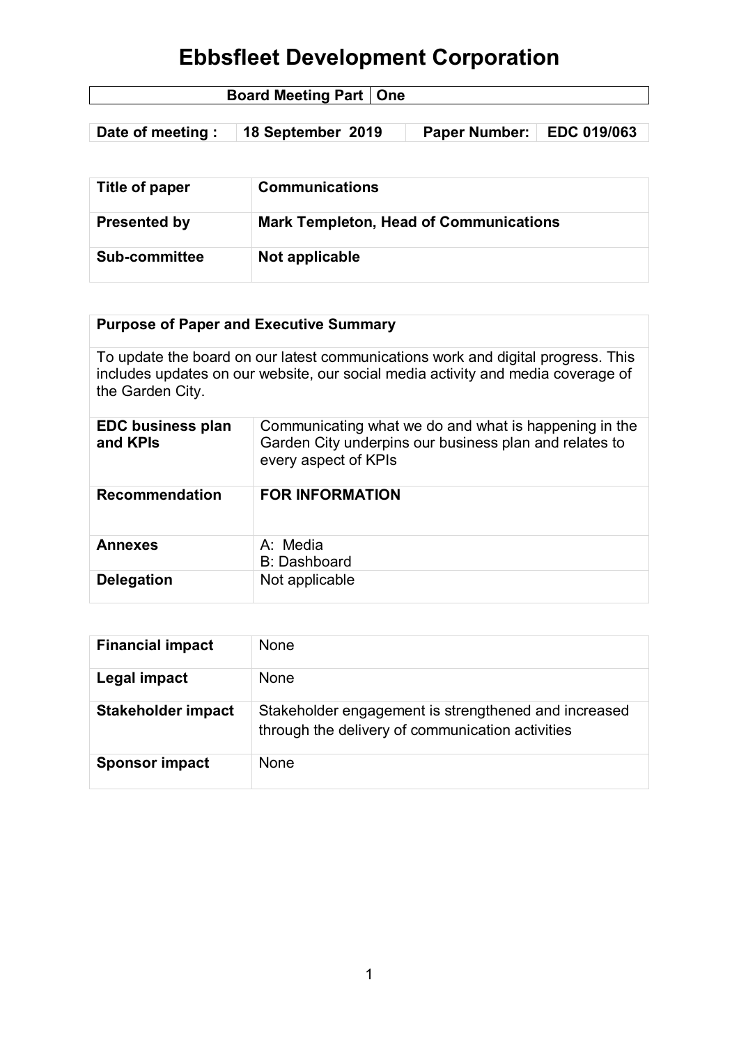# Ebbsfleet Development Corporation

| Board Meeting Part | One |
|---|---|

| Date of meeting : | 18 September 2019 | Paper Number: | EDC 019/063 |
|---|---|---|---|

| Title of paper | Communications |
|---|---|
| **Presented by** | **Mark Templeton, Head of Communications** |
| **Sub-committee** | **Not applicable** |

| Purpose of Paper and Executive Summary | |
|---|---|
| To update the board on our latest communications work and digital progress. This includes updates on our website, our social media activity and media coverage of the Garden City. | |
| **EDC business plan and KPIs** | Communicating what we do and what is happening in the Garden City underpins our business plan and relates to every aspect of KPIs |
| **Recommendation** | **FOR INFORMATION** |
| **Annexes** | A: Media<br>B: Dashboard |
| **Delegation** | Not applicable |

| Financial impact | None |
|---|---|
| **Legal impact** | None |
| **Stakeholder impact** | Stakeholder engagement is strengthened and increased through the delivery of communication activities |
| **Sponsor impact** | None |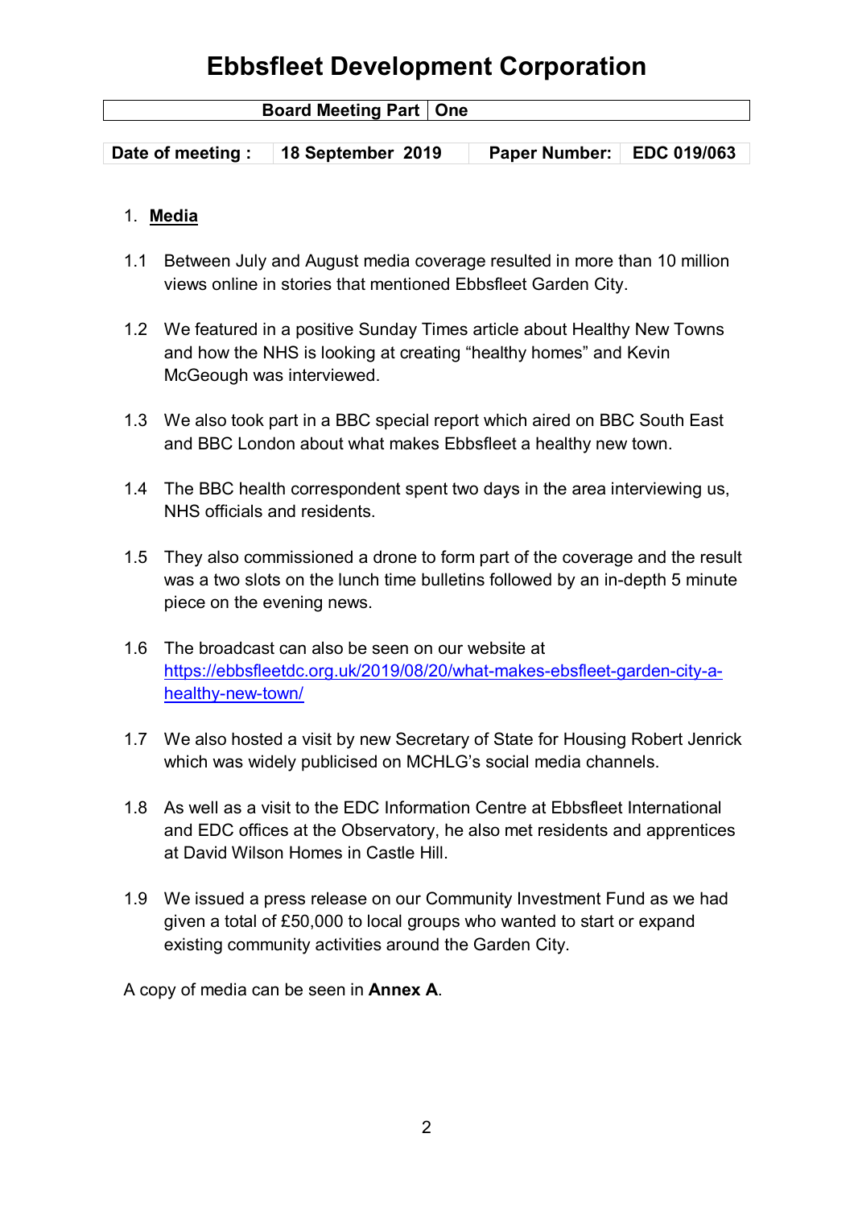# Ebbsfleet Development Corporation

| Board Meeting Part | One |
|---|---|

| Date of meeting : | 18 September 2019 | Paper Number: | EDC 019/063 |
|---|---|---|---|

1. **Media**

1.1 Between July and August media coverage resulted in more than 10 million views online in stories that mentioned Ebbsfleet Garden City.

1.2 We featured in a positive Sunday Times article about Healthy New Towns and how the NHS is looking at creating "healthy homes" and Kevin McGeough was interviewed.

1.3 We also took part in a BBC special report which aired on BBC South East and BBC London about what makes Ebbsfleet a healthy new town.

1.4 The BBC health correspondent spent two days in the area interviewing us, NHS officials and residents.

1.5 They also commissioned a drone to form part of the coverage and the result was a two slots on the lunch time bulletins followed by an in-depth 5 minute piece on the evening news.

1.6 The broadcast can also be seen on our website at [https://ebbsfleetdc.org.uk/2019/08/20/what-makes-ebsfleet-garden-city-a-healthy-new-town/](https://ebbsfleetdc.org.uk/2019/08/20/what-makes-ebsfleet-garden-city-a-healthy-new-town/)

1.7 We also hosted a visit by new Secretary of State for Housing Robert Jenrick which was widely publicised on MCHLG's social media channels.

1.8 As well as a visit to the EDC Information Centre at Ebbsfleet International and EDC offices at the Observatory, he also met residents and apprentices at David Wilson Homes in Castle Hill.

1.9 We issued a press release on our Community Investment Fund as we had given a total of £50,000 to local groups who wanted to start or expand existing community activities around the Garden City.

A copy of media can be seen in **Annex A**.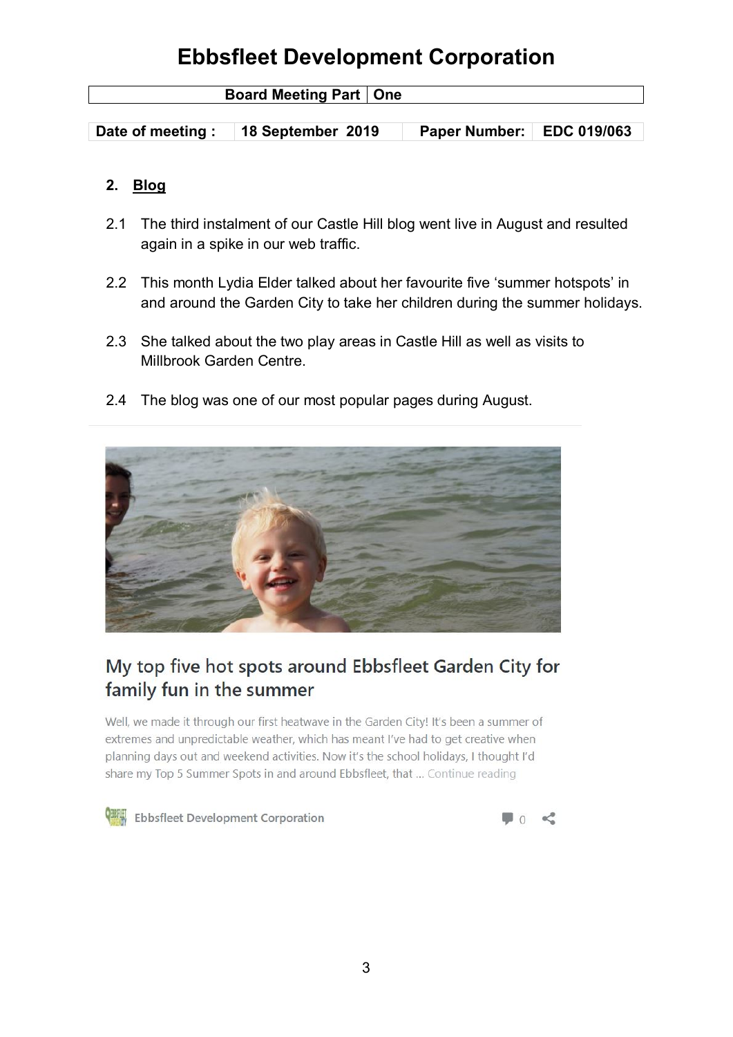# Ebbsfleet Development Corporation

| Board Meeting Part | One |
|---|---|

| Date of meeting : | 18 September 2019 | Paper Number: | EDC 019/063 |
|---|---|---|---|

## 2. Blog

2.1 The third instalment of our Castle Hill blog went live in August and resulted again in a spike in our web traffic.

2.2 This month Lydia Elder talked about her favourite five 'summer hotspots' in and around the Garden City to take her children during the summer holidays.

2.3 She talked about the two play areas in Castle Hill as well as visits to Millbrook Garden Centre.

2.4 The blog was one of our most popular pages during August.

### My top five hot spots around Ebbsfleet Garden City for family fun in the summer

Well, we made it through our first heatwave in the Garden City! It's been a summer of extremes and unpredictable weather, which has meant I've had to get creative when planning days out and weekend activities. Now it's the school holidays, I thought I'd share my Top 5 Summer Spots in and around Ebbsfleet, that ... Continue reading

Ebbsfleet Development Corporation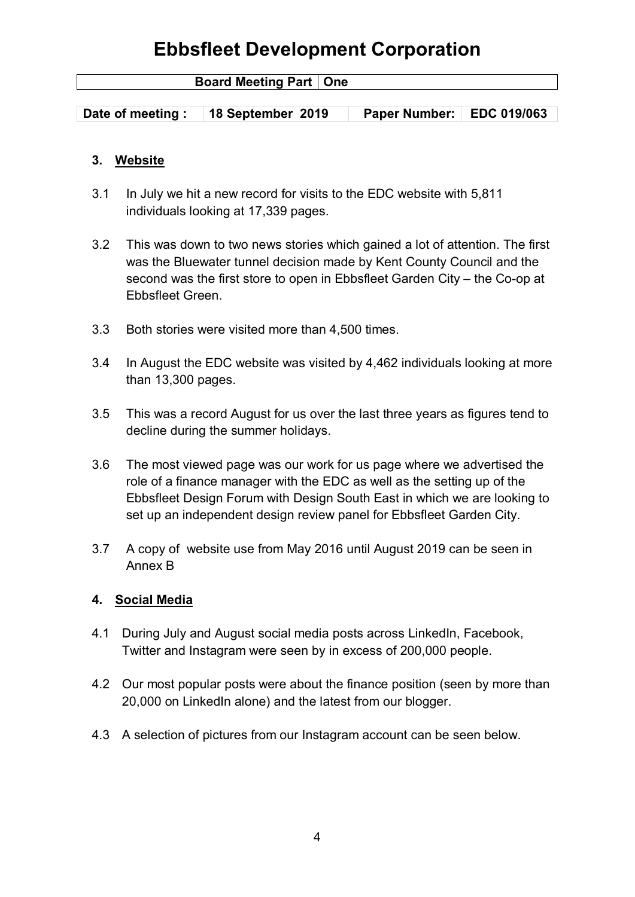# Ebbsfleet Development Corporation

| Board Meeting Part | One |
|---|---|

| Date of meeting : | 18 September 2019 | Paper Number: | EDC 019/063 |
|---|---|---|---|

## 3. Website

3.1 In July we hit a new record for visits to the EDC website with 5,811 individuals looking at 17,339 pages.

3.2 This was down to two news stories which gained a lot of attention. The first was the Bluewater tunnel decision made by Kent County Council and the second was the first store to open in Ebbsfleet Garden City – the Co-op at Ebbsfleet Green.

3.3 Both stories were visited more than 4,500 times.

3.4 In August the EDC website was visited by 4,462 individuals looking at more than 13,300 pages.

3.5 This was a record August for us over the last three years as figures tend to decline during the summer holidays.

3.6 The most viewed page was our work for us page where we advertised the role of a finance manager with the EDC as well as the setting up of the Ebbsfleet Design Forum with Design South East in which we are looking to set up an independent design review panel for Ebbsfleet Garden City.

3.7 A copy of website use from May 2016 until August 2019 can be seen in Annex B

## 4. Social Media

4.1 During July and August social media posts across LinkedIn, Facebook, Twitter and Instagram were seen by in excess of 200,000 people.

4.2 Our most popular posts were about the finance position (seen by more than 20,000 on LinkedIn alone) and the latest from our blogger.

4.3 A selection of pictures from our Instagram account can be seen below.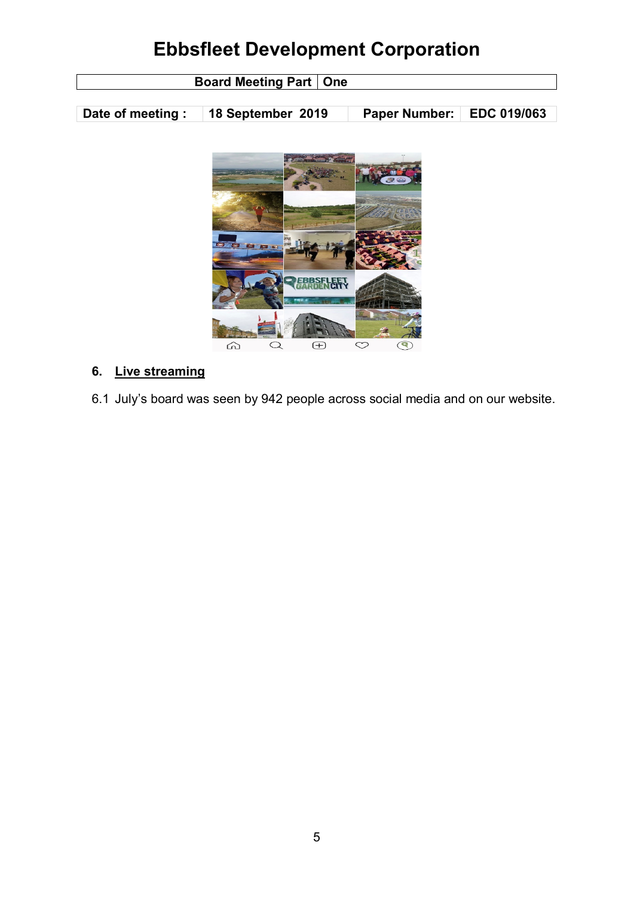# Ebbsfleet Development Corporation

| Board Meeting Part | One |
|---|---|

| Date of meeting : | 18 September 2019 | Paper Number: | EDC 019/063 |
|---|---|---|---|

## 6. Live streaming

6.1 July's board was seen by 942 people across social media and on our website.